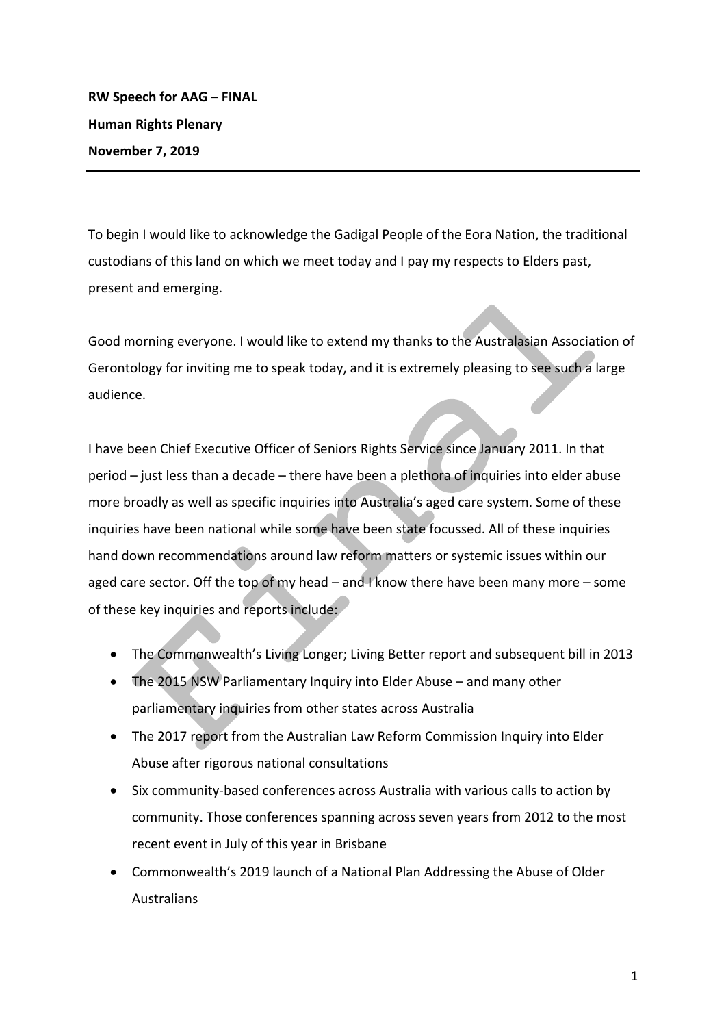**RW Speech for AAG – FINAL**

**Human Rights Plenary**

**November 7, 2019**

---

To begin I would like to acknowledge the Gadigal People of the Eora Nation, the traditional custodians of this land on which we meet today and I pay my respects to Elders past, present and emerging.

Good morning everyone. I would like to extend my thanks to the Australasian Association of Gerontology for inviting me to speak today, and it is extremely pleasing to see such a large audience.

I have been Chief Executive Officer of Seniors Rights Service since January 2011. In that period – just less than a decade – there have been a plethora of inquiries into elder abuse more broadly as well as specific inquiries into Australia's aged care system. Some of these inquiries have been national while some have been state focussed. All of these inquiries hand down recommendations around law reform matters or systemic issues within our aged care sector. Off the top of my head – and I know there have been many more – some of these key inquiries and reports include:

- The Commonwealth's Living Longer; Living Better report and subsequent bill in 2013
- The 2015 NSW Parliamentary Inquiry into Elder Abuse – and many other parliamentary inquiries from other states across Australia
- The 2017 report from the Australian Law Reform Commission Inquiry into Elder Abuse after rigorous national consultations
- Six community-based conferences across Australia with various calls to action by community. Those conferences spanning across seven years from 2012 to the most recent event in July of this year in Brisbane
- Commonwealth's 2019 launch of a National Plan Addressing the Abuse of Older Australians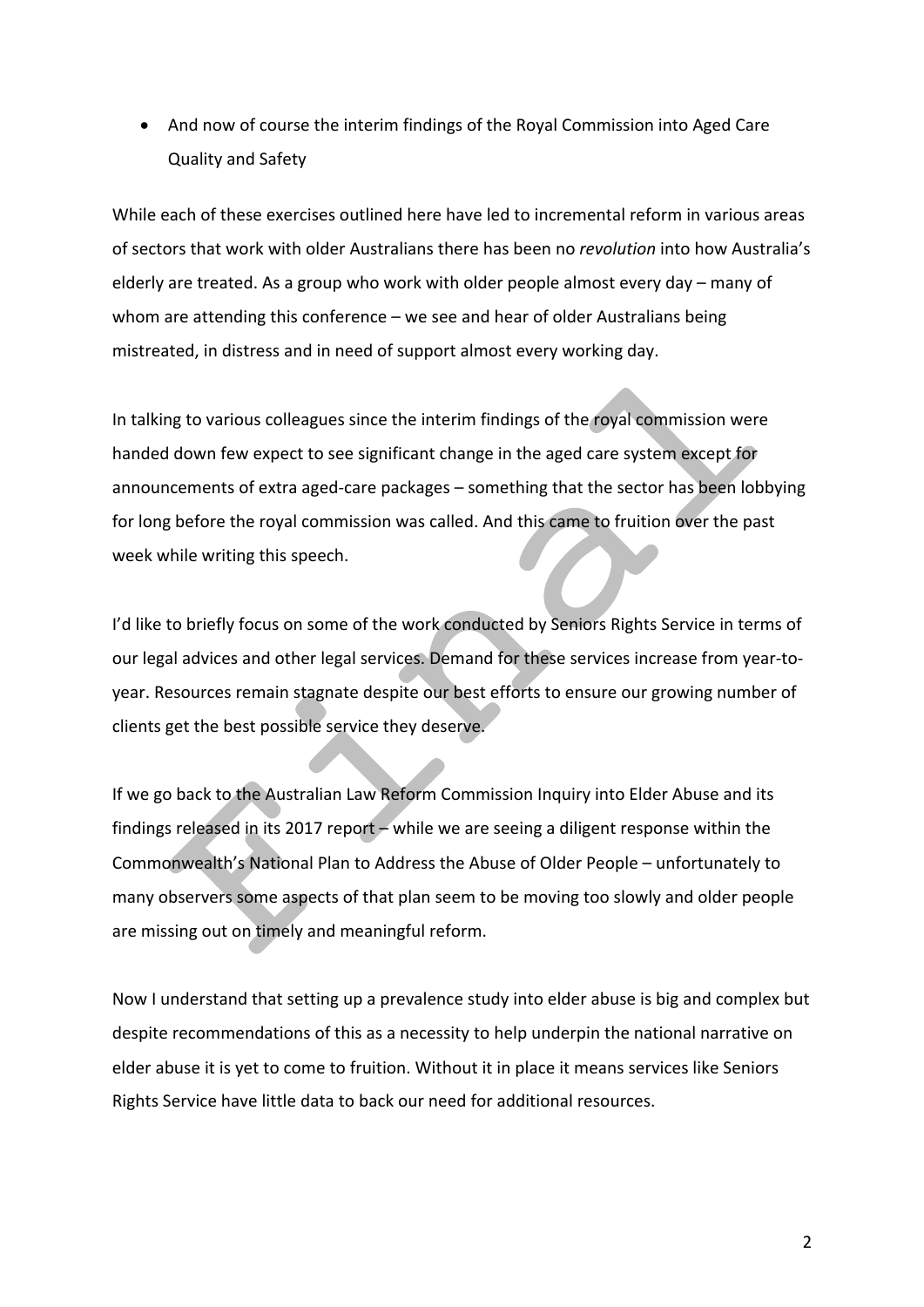- And now of course the interim findings of the Royal Commission into Aged Care Quality and Safety

While each of these exercises outlined here have led to incremental reform in various areas of sectors that work with older Australians there has been no *revolution* into how Australia's elderly are treated. As a group who work with older people almost every day – many of whom are attending this conference – we see and hear of older Australians being mistreated, in distress and in need of support almost every working day.

In talking to various colleagues since the interim findings of the royal commission were handed down few expect to see significant change in the aged care system except for announcements of extra aged-care packages – something that the sector has been lobbying for long before the royal commission was called. And this came to fruition over the past week while writing this speech.

I'd like to briefly focus on some of the work conducted by Seniors Rights Service in terms of our legal advices and other legal services. Demand for these services increase from year-to-year. Resources remain stagnate despite our best efforts to ensure our growing number of clients get the best possible service they deserve.

If we go back to the Australian Law Reform Commission Inquiry into Elder Abuse and its findings released in its 2017 report – while we are seeing a diligent response within the Commonwealth's National Plan to Address the Abuse of Older People – unfortunately to many observers some aspects of that plan seem to be moving too slowly and older people are missing out on timely and meaningful reform.

Now I understand that setting up a prevalence study into elder abuse is big and complex but despite recommendations of this as a necessity to help underpin the national narrative on elder abuse it is yet to come to fruition. Without it in place it means services like Seniors Rights Service have little data to back our need for additional resources.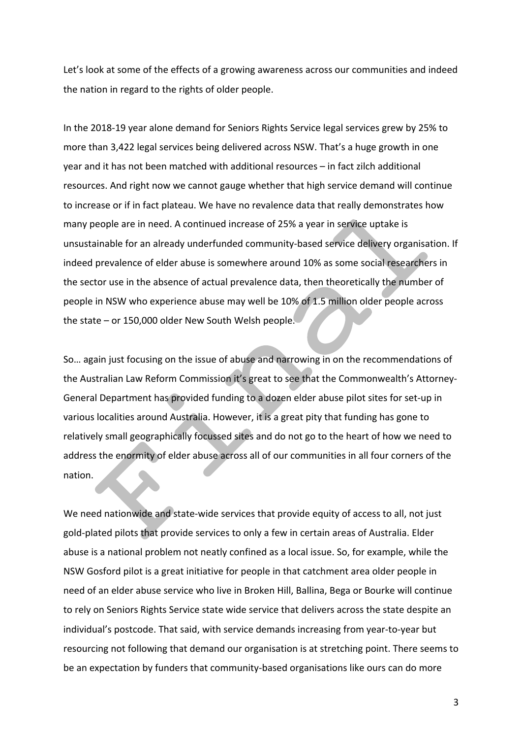Let's look at some of the effects of a growing awareness across our communities and indeed the nation in regard to the rights of older people.

In the 2018-19 year alone demand for Seniors Rights Service legal services grew by 25% to more than 3,422 legal services being delivered across NSW. That's a huge growth in one year and it has not been matched with additional resources – in fact zilch additional resources. And right now we cannot gauge whether that high service demand will continue to increase or if in fact plateau. We have no revalence data that really demonstrates how many people are in need. A continued increase of 25% a year in service uptake is unsustainable for an already underfunded community-based service delivery organisation. If indeed prevalence of elder abuse is somewhere around 10% as some social researchers in the sector use in the absence of actual prevalence data, then theoretically the number of people in NSW who experience abuse may well be 10% of 1.5 million older people across the state – or 150,000 older New South Welsh people.

So… again just focusing on the issue of abuse and narrowing in on the recommendations of the Australian Law Reform Commission it's great to see that the Commonwealth's Attorney-General Department has provided funding to a dozen elder abuse pilot sites for set-up in various localities around Australia. However, it is a great pity that funding has gone to relatively small geographically focussed sites and do not go to the heart of how we need to address the enormity of elder abuse across all of our communities in all four corners of the nation.

We need nationwide and state-wide services that provide equity of access to all, not just gold-plated pilots that provide services to only a few in certain areas of Australia. Elder abuse is a national problem not neatly confined as a local issue. So, for example, while the NSW Gosford pilot is a great initiative for people in that catchment area older people in need of an elder abuse service who live in Broken Hill, Ballina, Bega or Bourke will continue to rely on Seniors Rights Service state wide service that delivers across the state despite an individual's postcode. That said, with service demands increasing from year-to-year but resourcing not following that demand our organisation is at stretching point. There seems to be an expectation by funders that community-based organisations like ours can do more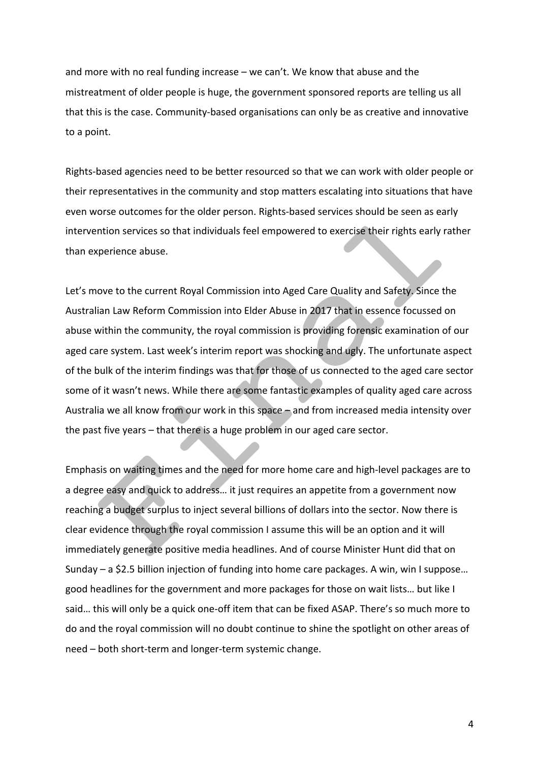and more with no real funding increase – we can't. We know that abuse and the mistreatment of older people is huge, the government sponsored reports are telling us all that this is the case. Community-based organisations can only be as creative and innovative to a point.

Rights-based agencies need to be better resourced so that we can work with older people or their representatives in the community and stop matters escalating into situations that have even worse outcomes for the older person. Rights-based services should be seen as early intervention services so that individuals feel empowered to exercise their rights early rather than experience abuse.

Let's move to the current Royal Commission into Aged Care Quality and Safety. Since the Australian Law Reform Commission into Elder Abuse in 2017 that in essence focussed on abuse within the community, the royal commission is providing forensic examination of our aged care system. Last week's interim report was shocking and ugly. The unfortunate aspect of the bulk of the interim findings was that for those of us connected to the aged care sector some of it wasn't news. While there are some fantastic examples of quality aged care across Australia we all know from our work in this space – and from increased media intensity over the past five years – that there is a huge problem in our aged care sector.

Emphasis on waiting times and the need for more home care and high-level packages are to a degree easy and quick to address… it just requires an appetite from a government now reaching a budget surplus to inject several billions of dollars into the sector. Now there is clear evidence through the royal commission I assume this will be an option and it will immediately generate positive media headlines. And of course Minister Hunt did that on Sunday – a $2.5 billion injection of funding into home care packages. A win, win I suppose… good headlines for the government and more packages for those on wait lists… but like I said… this will only be a quick one-off item that can be fixed ASAP. There's so much more to do and the royal commission will no doubt continue to shine the spotlight on other areas of need – both short-term and longer-term systemic change.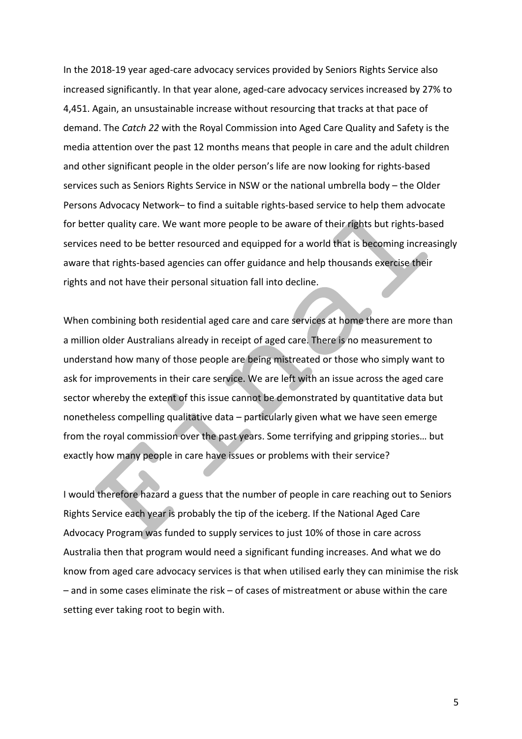In the 2018-19 year aged-care advocacy services provided by Seniors Rights Service also increased significantly. In that year alone, aged-care advocacy services increased by 27% to 4,451. Again, an unsustainable increase without resourcing that tracks at that pace of demand. The *Catch 22* with the Royal Commission into Aged Care Quality and Safety is the media attention over the past 12 months means that people in care and the adult children and other significant people in the older person's life are now looking for rights-based services such as Seniors Rights Service in NSW or the national umbrella body – the Older Persons Advocacy Network– to find a suitable rights-based service to help them advocate for better quality care. We want more people to be aware of their rights but rights-based services need to be better resourced and equipped for a world that is becoming increasingly aware that rights-based agencies can offer guidance and help thousands exercise their rights and not have their personal situation fall into decline.

When combining both residential aged care and care services at home there are more than a million older Australians already in receipt of aged care. There is no measurement to understand how many of those people are being mistreated or those who simply want to ask for improvements in their care service. We are left with an issue across the aged care sector whereby the extent of this issue cannot be demonstrated by quantitative data but nonetheless compelling qualitative data – particularly given what we have seen emerge from the royal commission over the past years. Some terrifying and gripping stories… but exactly how many people in care have issues or problems with their service?

I would therefore hazard a guess that the number of people in care reaching out to Seniors Rights Service each year is probably the tip of the iceberg. If the National Aged Care Advocacy Program was funded to supply services to just 10% of those in care across Australia then that program would need a significant funding increases. And what we do know from aged care advocacy services is that when utilised early they can minimise the risk – and in some cases eliminate the risk – of cases of mistreatment or abuse within the care setting ever taking root to begin with.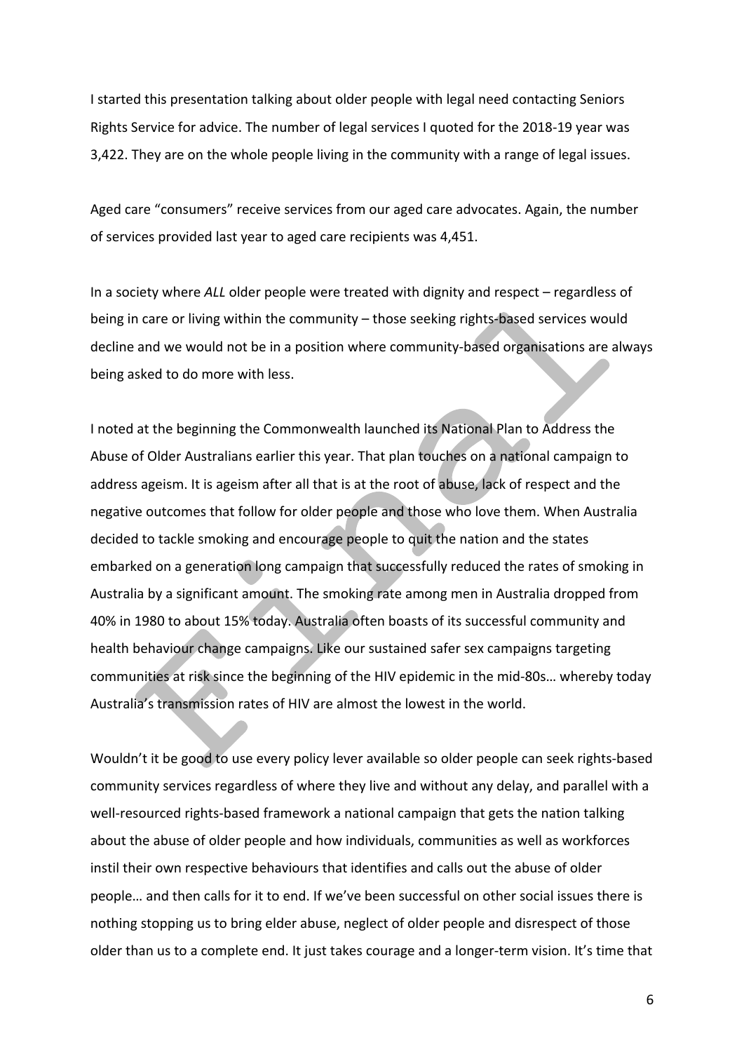I started this presentation talking about older people with legal need contacting Seniors Rights Service for advice. The number of legal services I quoted for the 2018-19 year was 3,422. They are on the whole people living in the community with a range of legal issues.

Aged care "consumers" receive services from our aged care advocates. Again, the number of services provided last year to aged care recipients was 4,451.

In a society where *ALL* older people were treated with dignity and respect – regardless of being in care or living within the community – those seeking rights-based services would decline and we would not be in a position where community-based organisations are always being asked to do more with less.

I noted at the beginning the Commonwealth launched its National Plan to Address the Abuse of Older Australians earlier this year. That plan touches on a national campaign to address ageism. It is ageism after all that is at the root of abuse, lack of respect and the negative outcomes that follow for older people and those who love them. When Australia decided to tackle smoking and encourage people to quit the nation and the states embarked on a generation long campaign that successfully reduced the rates of smoking in Australia by a significant amount. The smoking rate among men in Australia dropped from 40% in 1980 to about 15% today. Australia often boasts of its successful community and health behaviour change campaigns. Like our sustained safer sex campaigns targeting communities at risk since the beginning of the HIV epidemic in the mid-80s… whereby today Australia's transmission rates of HIV are almost the lowest in the world.

Wouldn't it be good to use every policy lever available so older people can seek rights-based community services regardless of where they live and without any delay, and parallel with a well-resourced rights-based framework a national campaign that gets the nation talking about the abuse of older people and how individuals, communities as well as workforces instil their own respective behaviours that identifies and calls out the abuse of older people… and then calls for it to end. If we've been successful on other social issues there is nothing stopping us to bring elder abuse, neglect of older people and disrespect of those older than us to a complete end. It just takes courage and a longer-term vision. It's time that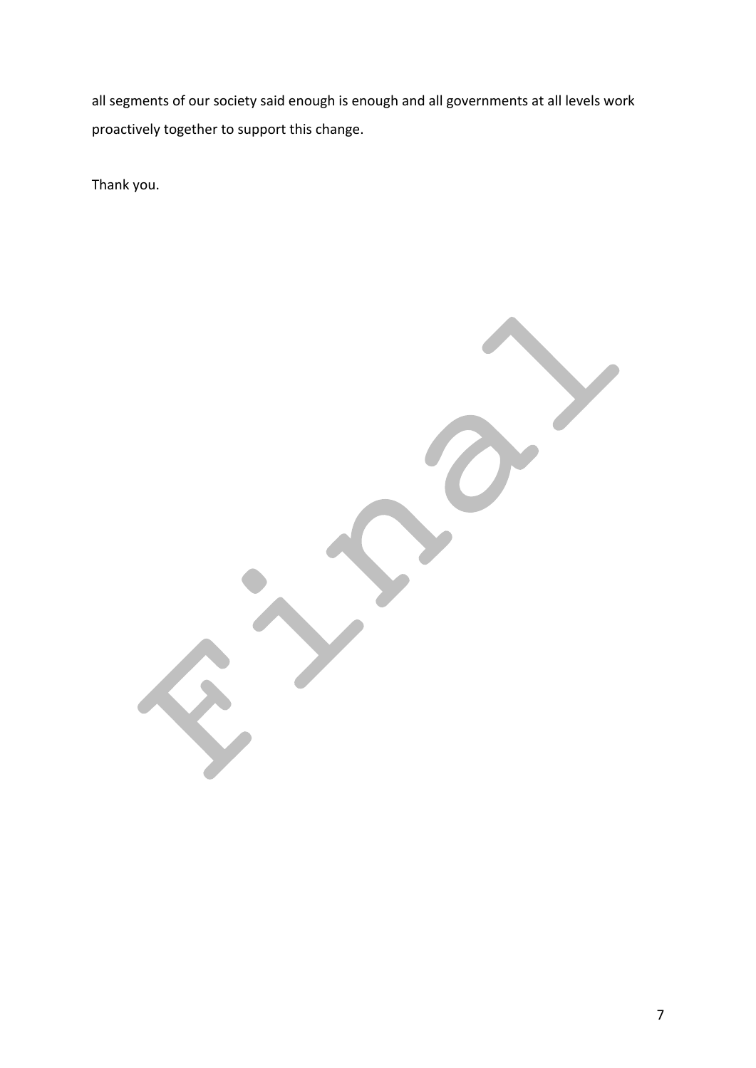all segments of our society said enough is enough and all governments at all levels work proactively together to support this change.

Thank you.